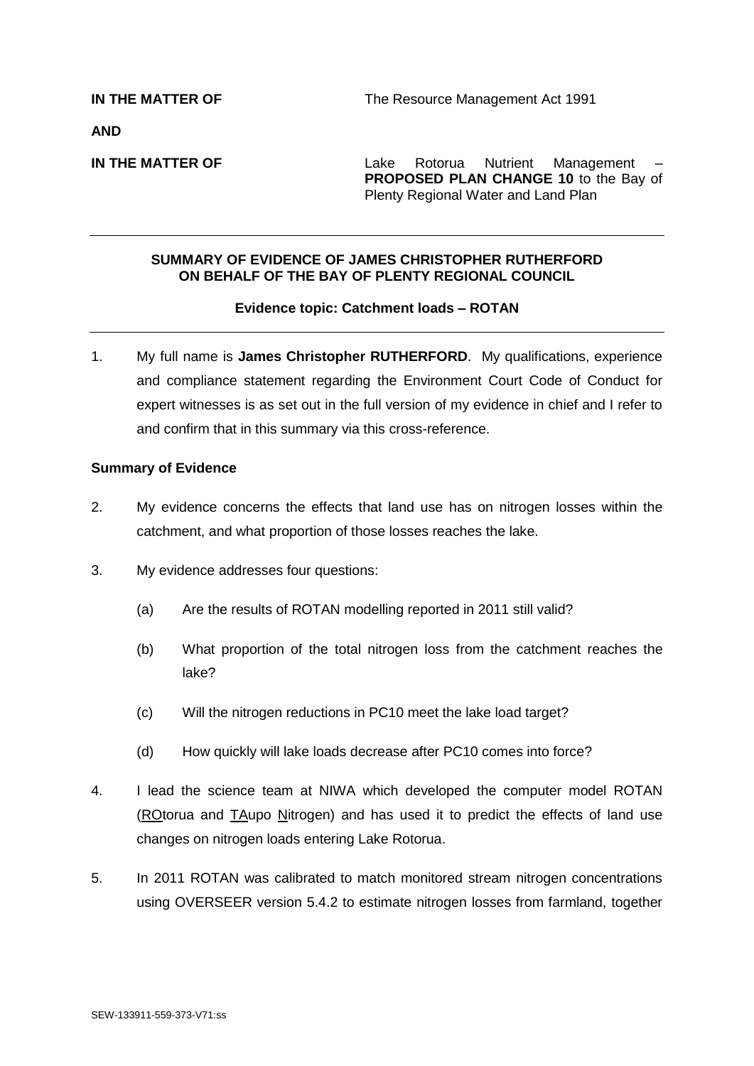| | |
|---|---|
| **IN THE MATTER OF** | The Resource Management Act 1991 |
| **AND** | |
| **IN THE MATTER OF** | Lake Rotorua Nutrient Management – **PROPOSED PLAN CHANGE 10** to the Bay of Plenty Regional Water and Land Plan |

---

**SUMMARY OF EVIDENCE OF JAMES CHRISTOPHER RUTHERFORD ON BEHALF OF THE BAY OF PLENTY REGIONAL COUNCIL**

**Evidence topic: Catchment loads – ROTAN**

---

1. My full name is **James Christopher RUTHERFORD**. My qualifications, experience and compliance statement regarding the Environment Court Code of Conduct for expert witnesses is as set out in the full version of my evidence in chief and I refer to and confirm that in this summary via this cross-reference.

**Summary of Evidence**

2. My evidence concerns the effects that land use has on nitrogen losses within the catchment, and what proportion of those losses reaches the lake.

3. My evidence addresses four questions:

   (a) Are the results of ROTAN modelling reported in 2011 still valid?

   (b) What proportion of the total nitrogen loss from the catchment reaches the lake?

   (c) Will the nitrogen reductions in PC10 meet the lake load target?

   (d) How quickly will lake loads decrease after PC10 comes into force?

4. I lead the science team at NIWA which developed the computer model ROTAN (ROtorua and TAupo Nitrogen) and has used it to predict the effects of land use changes on nitrogen loads entering Lake Rotorua.

5. In 2011 ROTAN was calibrated to match monitored stream nitrogen concentrations using OVERSEER version 5.4.2 to estimate nitrogen losses from farmland, together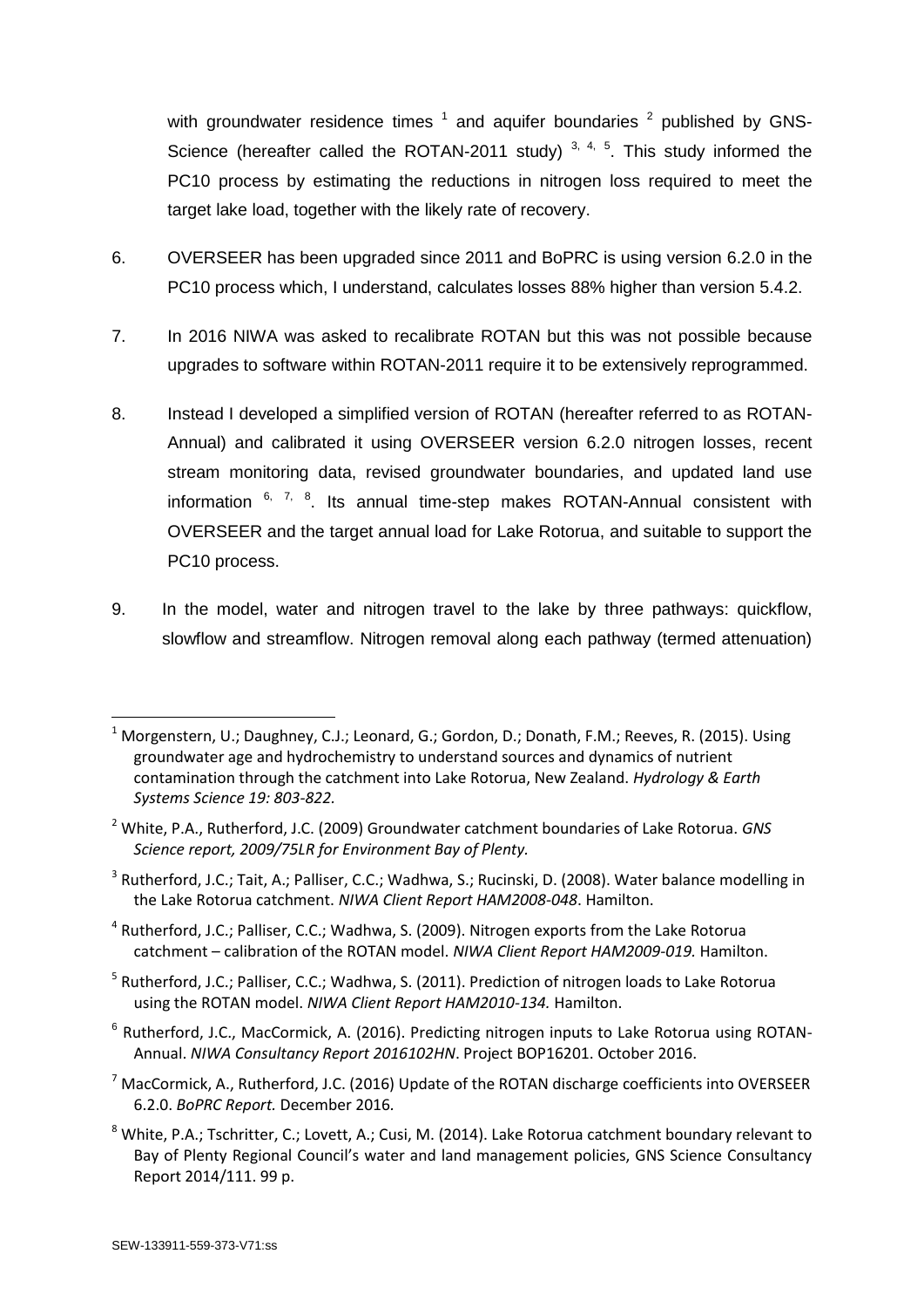with groundwater residence times [1] and aquifer boundaries [2] published by GNS-Science (hereafter called the ROTAN-2011 study) [3, 4, 5]. This study informed the PC10 process by estimating the reductions in nitrogen loss required to meet the target lake load, together with the likely rate of recovery.

6. OVERSEER has been upgraded since 2011 and BoPRC is using version 6.2.0 in the PC10 process which, I understand, calculates losses 88% higher than version 5.4.2.

7. In 2016 NIWA was asked to recalibrate ROTAN but this was not possible because upgrades to software within ROTAN-2011 require it to be extensively reprogrammed.

8. Instead I developed a simplified version of ROTAN (hereafter referred to as ROTAN-Annual) and calibrated it using OVERSEER version 6.2.0 nitrogen losses, recent stream monitoring data, revised groundwater boundaries, and updated land use information [6, 7, 8]. Its annual time-step makes ROTAN-Annual consistent with OVERSEER and the target annual load for Lake Rotorua, and suitable to support the PC10 process.

9. In the model, water and nitrogen travel to the lake by three pathways: quickflow, slowflow and streamflow. Nitrogen removal along each pathway (termed attenuation)

---

[1] Morgenstern, U.; Daughney, C.J.; Leonard, G.; Gordon, D.; Donath, F.M.; Reeves, R. (2015). Using groundwater age and hydrochemistry to understand sources and dynamics of nutrient contamination through the catchment into Lake Rotorua, New Zealand. *Hydrology & Earth Systems Science 19: 803-822.*

[2] White, P.A., Rutherford, J.C. (2009) Groundwater catchment boundaries of Lake Rotorua. *GNS Science report, 2009/75LR for Environment Bay of Plenty.*

[3] Rutherford, J.C.; Tait, A.; Palliser, C.C.; Wadhwa, S.; Rucinski, D. (2008). Water balance modelling in the Lake Rotorua catchment. *NIWA Client Report HAM2008-048*. Hamilton.

[4] Rutherford, J.C.; Palliser, C.C.; Wadhwa, S. (2009). Nitrogen exports from the Lake Rotorua catchment – calibration of the ROTAN model. *NIWA Client Report HAM2009-019.* Hamilton.

[5] Rutherford, J.C.; Palliser, C.C.; Wadhwa, S. (2011). Prediction of nitrogen loads to Lake Rotorua using the ROTAN model. *NIWA Client Report HAM2010-134.* Hamilton.

[6] Rutherford, J.C., MacCormick, A. (2016). Predicting nitrogen inputs to Lake Rotorua using ROTAN-Annual. *NIWA Consultancy Report 2016102HN*. Project BOP16201. October 2016.

[7] MacCormick, A., Rutherford, J.C. (2016) Update of the ROTAN discharge coefficients into OVERSEER 6.2.0. *BoPRC Report.* December 2016*.*

[8] White, P.A.; Tschritter, C.; Lovett, A.; Cusi, M. (2014). Lake Rotorua catchment boundary relevant to Bay of Plenty Regional Council's water and land management policies, GNS Science Consultancy Report 2014/111. 99 p.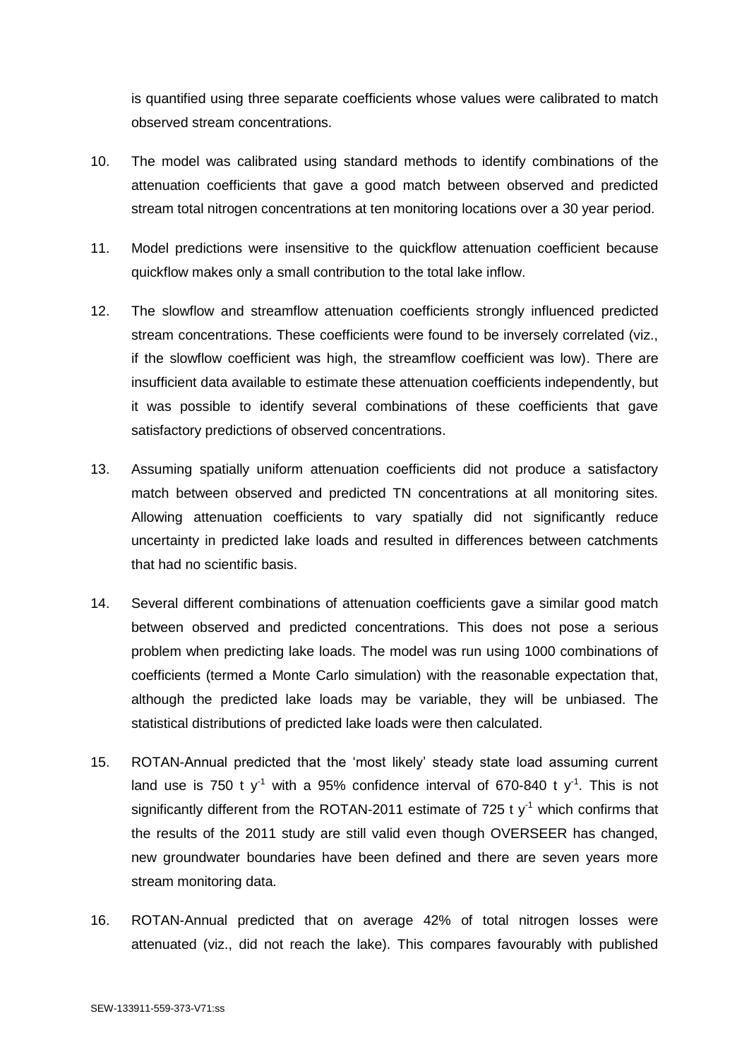is quantified using three separate coefficients whose values were calibrated to match observed stream concentrations.

10. The model was calibrated using standard methods to identify combinations of the attenuation coefficients that gave a good match between observed and predicted stream total nitrogen concentrations at ten monitoring locations over a 30 year period.

11. Model predictions were insensitive to the quickflow attenuation coefficient because quickflow makes only a small contribution to the total lake inflow.

12. The slowflow and streamflow attenuation coefficients strongly influenced predicted stream concentrations. These coefficients were found to be inversely correlated (viz., if the slowflow coefficient was high, the streamflow coefficient was low). There are insufficient data available to estimate these attenuation coefficients independently, but it was possible to identify several combinations of these coefficients that gave satisfactory predictions of observed concentrations.

13. Assuming spatially uniform attenuation coefficients did not produce a satisfactory match between observed and predicted TN concentrations at all monitoring sites. Allowing attenuation coefficients to vary spatially did not significantly reduce uncertainty in predicted lake loads and resulted in differences between catchments that had no scientific basis.

14. Several different combinations of attenuation coefficients gave a similar good match between observed and predicted concentrations. This does not pose a serious problem when predicting lake loads. The model was run using 1000 combinations of coefficients (termed a Monte Carlo simulation) with the reasonable expectation that, although the predicted lake loads may be variable, they will be unbiased. The statistical distributions of predicted lake loads were then calculated.

15. ROTAN-Annual predicted that the 'most likely' steady state load assuming current land use is 750 t $y^{-1}$ with a 95% confidence interval of 670-840 t $y^{-1}$. This is not significantly different from the ROTAN-2011 estimate of 725 t $y^{-1}$ which confirms that the results of the 2011 study are still valid even though OVERSEER has changed, new groundwater boundaries have been defined and there are seven years more stream monitoring data.

16. ROTAN-Annual predicted that on average 42% of total nitrogen losses were attenuated (viz., did not reach the lake). This compares favourably with published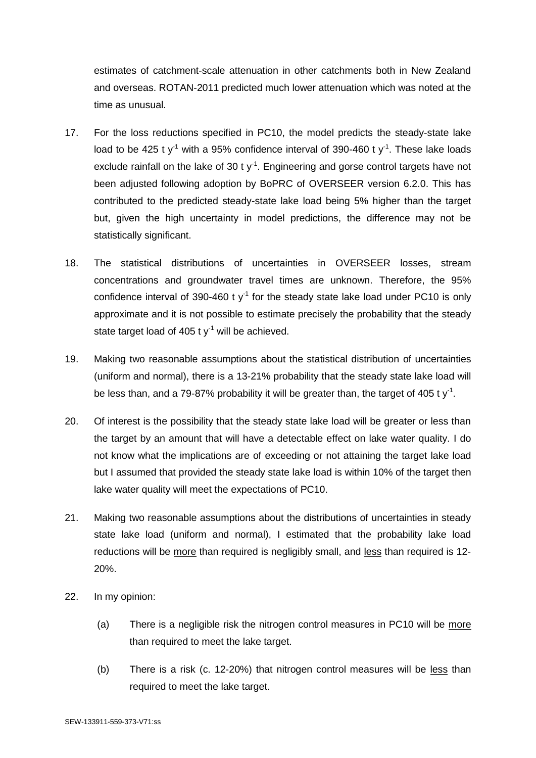estimates of catchment-scale attenuation in other catchments both in New Zealand and overseas. ROTAN-2011 predicted much lower attenuation which was noted at the time as unusual.

17. For the loss reductions specified in PC10, the model predicts the steady-state lake load to be 425 t $y^{-1}$ with a 95% confidence interval of 390-460 t $y^{-1}$. These lake loads exclude rainfall on the lake of 30 t $y^{-1}$. Engineering and gorse control targets have not been adjusted following adoption by BoPRC of OVERSEER version 6.2.0. This has contributed to the predicted steady-state lake load being 5% higher than the target but, given the high uncertainty in model predictions, the difference may not be statistically significant.

18. The statistical distributions of uncertainties in OVERSEER losses, stream concentrations and groundwater travel times are unknown. Therefore, the 95% confidence interval of 390-460 t $y^{-1}$ for the steady state lake load under PC10 is only approximate and it is not possible to estimate precisely the probability that the steady state target load of 405 t $y^{-1}$ will be achieved.

19. Making two reasonable assumptions about the statistical distribution of uncertainties (uniform and normal), there is a 13-21% probability that the steady state lake load will be less than, and a 79-87% probability it will be greater than, the target of 405 t $y^{-1}$.

20. Of interest is the possibility that the steady state lake load will be greater or less than the target by an amount that will have a detectable effect on lake water quality. I do not know what the implications are of exceeding or not attaining the target lake load but I assumed that provided the steady state lake load is within 10% of the target then lake water quality will meet the expectations of PC10.

21. Making two reasonable assumptions about the distributions of uncertainties in steady state lake load (uniform and normal), I estimated that the probability lake load reductions will be <u>more</u> than required is negligibly small, and <u>less</u> than required is 12-20%.

22. In my opinion:

    (a) There is a negligible risk the nitrogen control measures in PC10 will be <u>more</u> than required to meet the lake target.

    (b) There is a risk (c. 12-20%) that nitrogen control measures will be <u>less</u> than required to meet the lake target.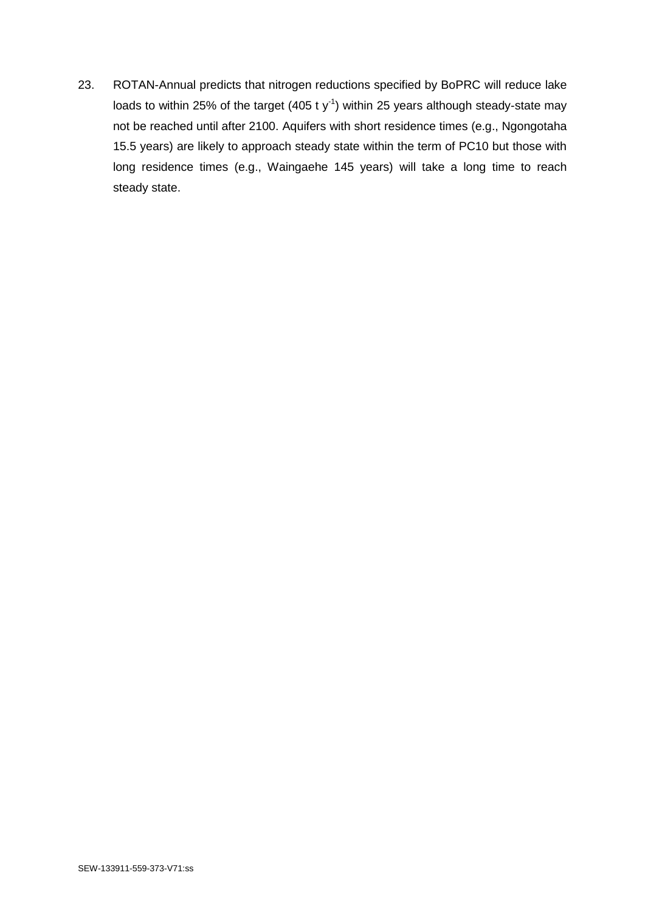23. ROTAN-Annual predicts that nitrogen reductions specified by BoPRC will reduce lake loads to within 25% of the target (405 t $y^{-1}$) within 25 years although steady-state may not be reached until after 2100. Aquifers with short residence times (e.g., Ngongotaha 15.5 years) are likely to approach steady state within the term of PC10 but those with long residence times (e.g., Waingaehe 145 years) will take a long time to reach steady state.